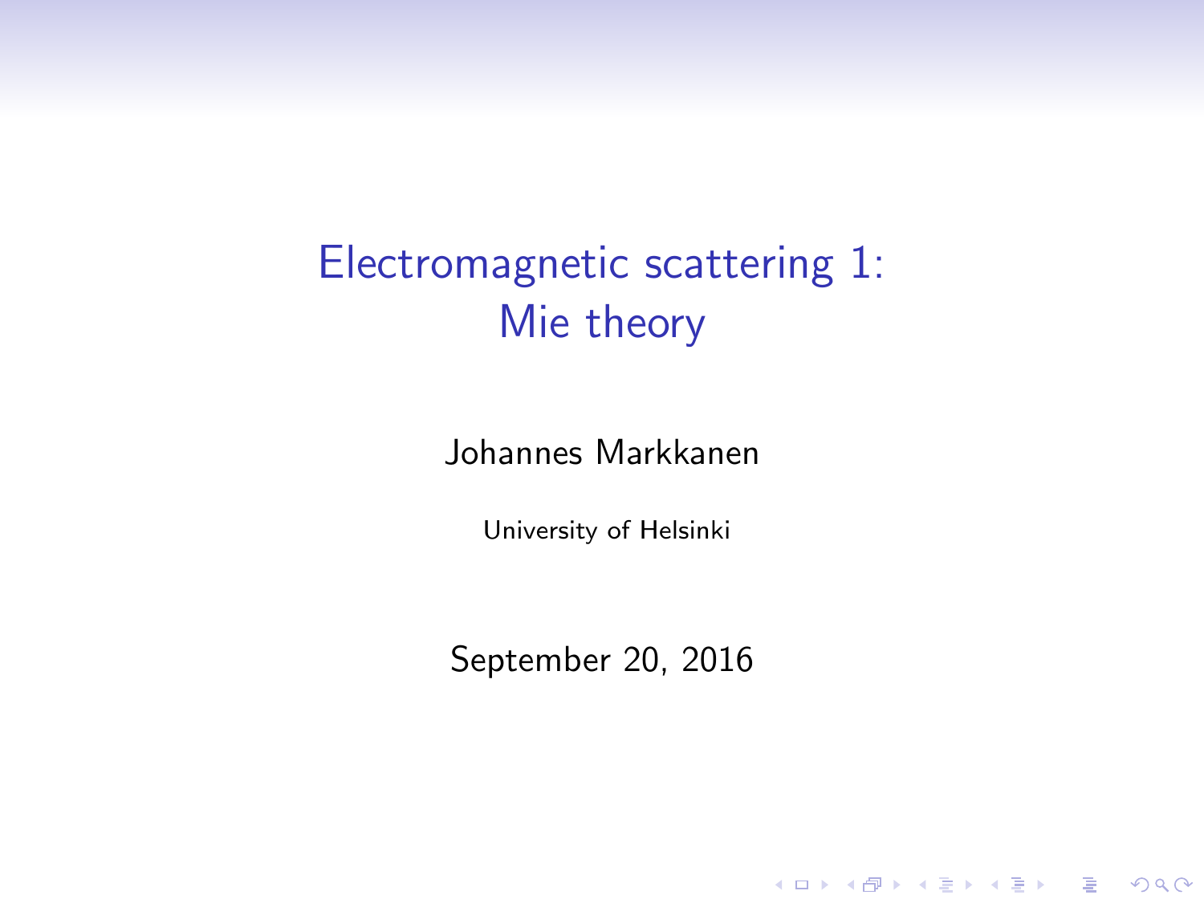# Electromagnetic scattering 1: Mie theory

Johannes Markkanen

University of Helsinki

September 20, 2016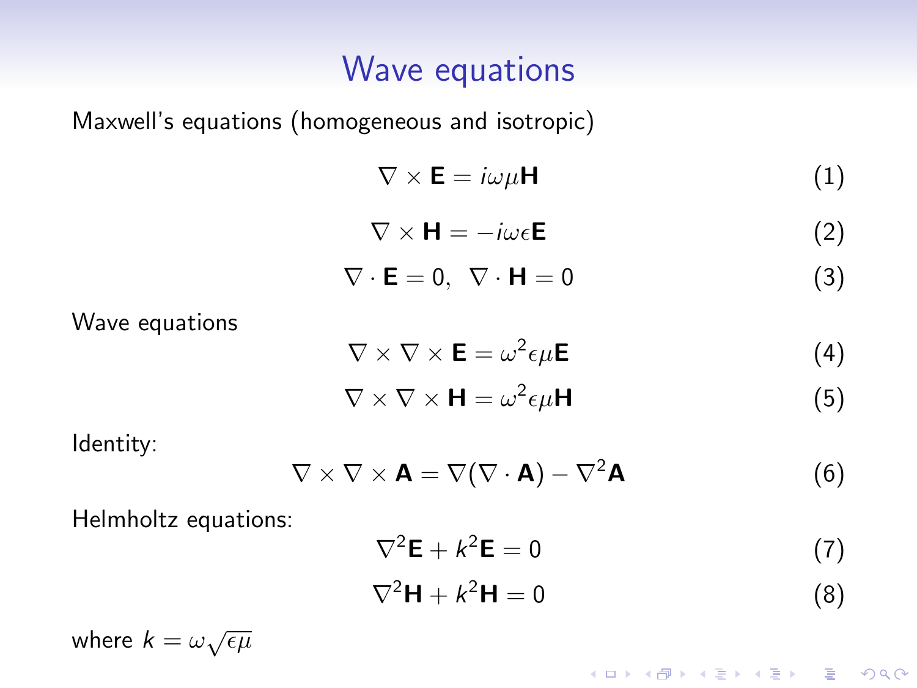# Wave equations

Maxwell's equations (homogeneous and isotropic)

$$\nabla \times \mathbf{E} = i\omega\mu\mathbf{H} \tag{1}$$

$$\nabla \times \mathbf{H} = -i\omega\epsilon\mathbf{E} \tag{2}$$

$$\nabla \cdot \mathbf{E} = 0, \ \ \nabla \cdot \mathbf{H} = 0 \tag{3}$$

Wave equations

$$\nabla \times \nabla \times \mathbf{E} = \omega^2\epsilon\mu\mathbf{E} \tag{4}$$

$$\nabla \times \nabla \times \mathbf{H} = \omega^2\epsilon\mu\mathbf{H} \tag{5}$$

Identity:

$$\nabla \times \nabla \times \mathbf{A} = \nabla(\nabla \cdot \mathbf{A}) - \nabla^2\mathbf{A} \tag{6}$$

Helmholtz equations:

$$\nabla^2\mathbf{E} + k^2\mathbf{E} = 0 \tag{7}$$

$$\nabla^2\mathbf{H} + k^2\mathbf{H} = 0 \tag{8}$$

where $k = \omega\sqrt{\epsilon\mu}$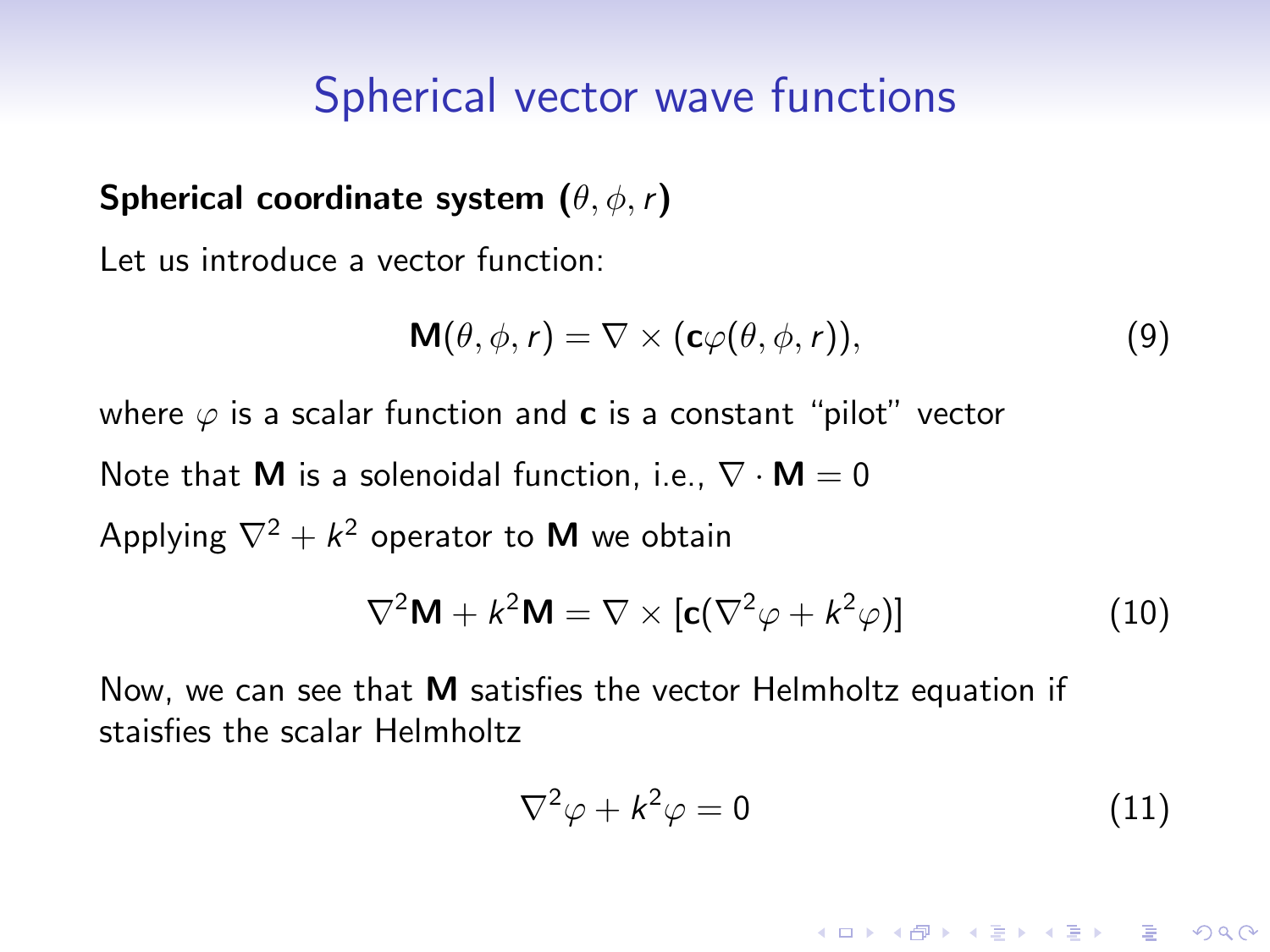# Spherical vector wave functions

**Spherical coordinate system $(\theta, \phi, r)$**

Let us introduce a vector function:

$$\mathbf{M}(\theta, \phi, r) = \nabla \times (\mathbf{c}\varphi(\theta, \phi, r)), \tag{9}$$

where $\varphi$ is a scalar function and $\mathbf{c}$ is a constant "pilot" vector

Note that $\mathbf{M}$ is a solenoidal function, i.e., $\nabla \cdot \mathbf{M} = 0$

Applying $\nabla^2 + k^2$ operator to $\mathbf{M}$ we obtain

$$\nabla^2 \mathbf{M} + k^2 \mathbf{M} = \nabla \times [\mathbf{c}(\nabla^2 \varphi + k^2 \varphi)] \tag{10}$$

Now, we can see that $\mathbf{M}$ satisfies the vector Helmholtz equation if staisfies the scalar Helmholtz

$$\nabla^2 \varphi + k^2 \varphi = 0 \tag{11}$$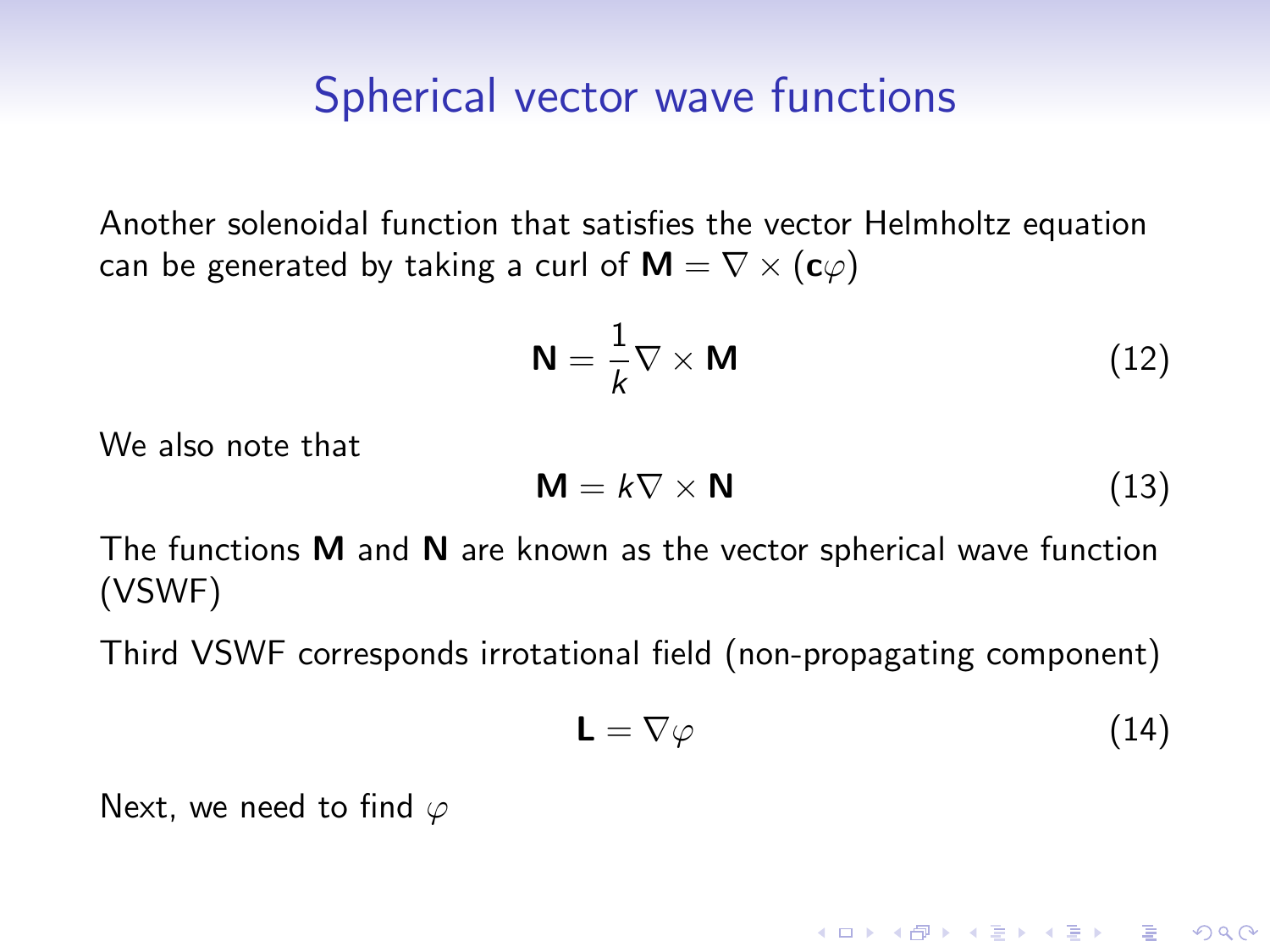# Spherical vector wave functions

Another solenoidal function that satisfies the vector Helmholtz equation can be generated by taking a curl of $\mathbf{M} = \nabla \times (\mathbf{c}\varphi)$

$$\mathbf{N} = \frac{1}{k}\nabla \times \mathbf{M} \tag{12}$$

We also note that

$$\mathbf{M} = k\nabla \times \mathbf{N} \tag{13}$$

The functions $\mathbf{M}$ and $\mathbf{N}$ are known as the vector spherical wave function (VSWF)

Third VSWF corresponds irrotational field (non-propagating component)

$$\mathbf{L} = \nabla\varphi \tag{14}$$

Next, we need to find $\varphi$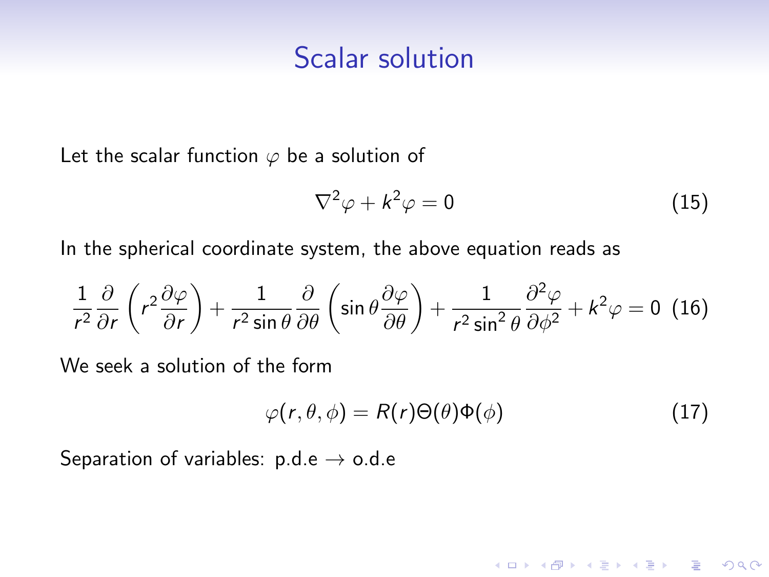# Scalar solution

Let the scalar function $\varphi$ be a solution of

$$\nabla^2 \varphi + k^2 \varphi = 0 \tag{15}$$

In the spherical coordinate system, the above equation reads as

$$\frac{1}{r^2}\frac{\partial}{\partial r}\left(r^2 \frac{\partial \varphi}{\partial r}\right) + \frac{1}{r^2 \sin\theta}\frac{\partial}{\partial \theta}\left(\sin\theta \frac{\partial \varphi}{\partial \theta}\right) + \frac{1}{r^2 \sin^2\theta}\frac{\partial^2 \varphi}{\partial \phi^2} + k^2 \varphi = 0 \tag{16}$$

We seek a solution of the form

$$\varphi(r, \theta, \phi) = R(r)\Theta(\theta)\Phi(\phi) \tag{17}$$

Separation of variables: p.d.e $\rightarrow$ o.d.e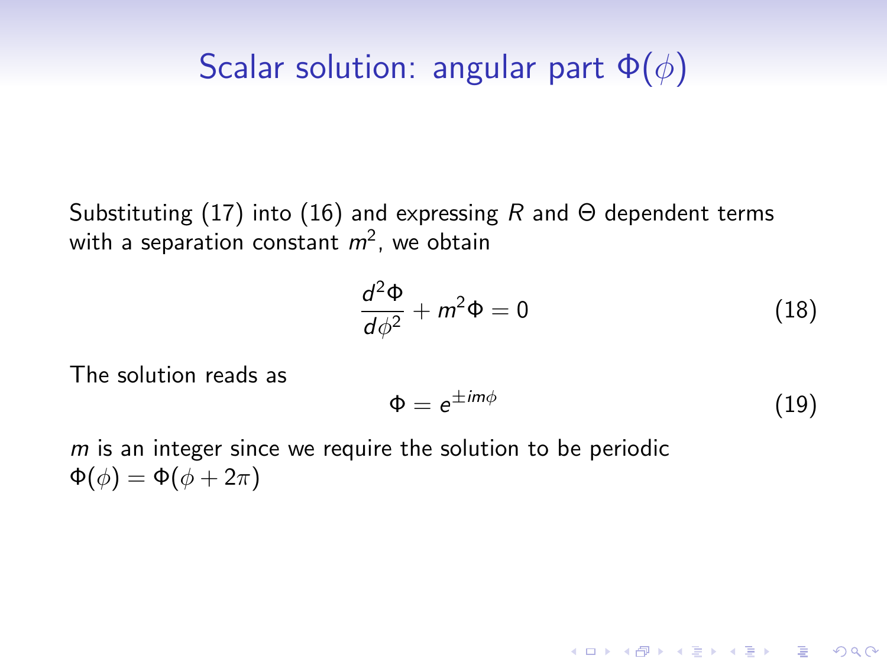## Scalar solution: angular part $\Phi(\phi)$

Substituting (17) into (16) and expressing $R$ and $\Theta$ dependent terms with a separation constant $m^2$, we obtain

$$\frac{d^2\Phi}{d\phi^2} + m^2\Phi = 0 \tag{18}$$

The solution reads as

$$\Phi = e^{\pm im\phi} \tag{19}$$

$m$ is an integer since we require the solution to be periodic $\Phi(\phi) = \Phi(\phi + 2\pi)$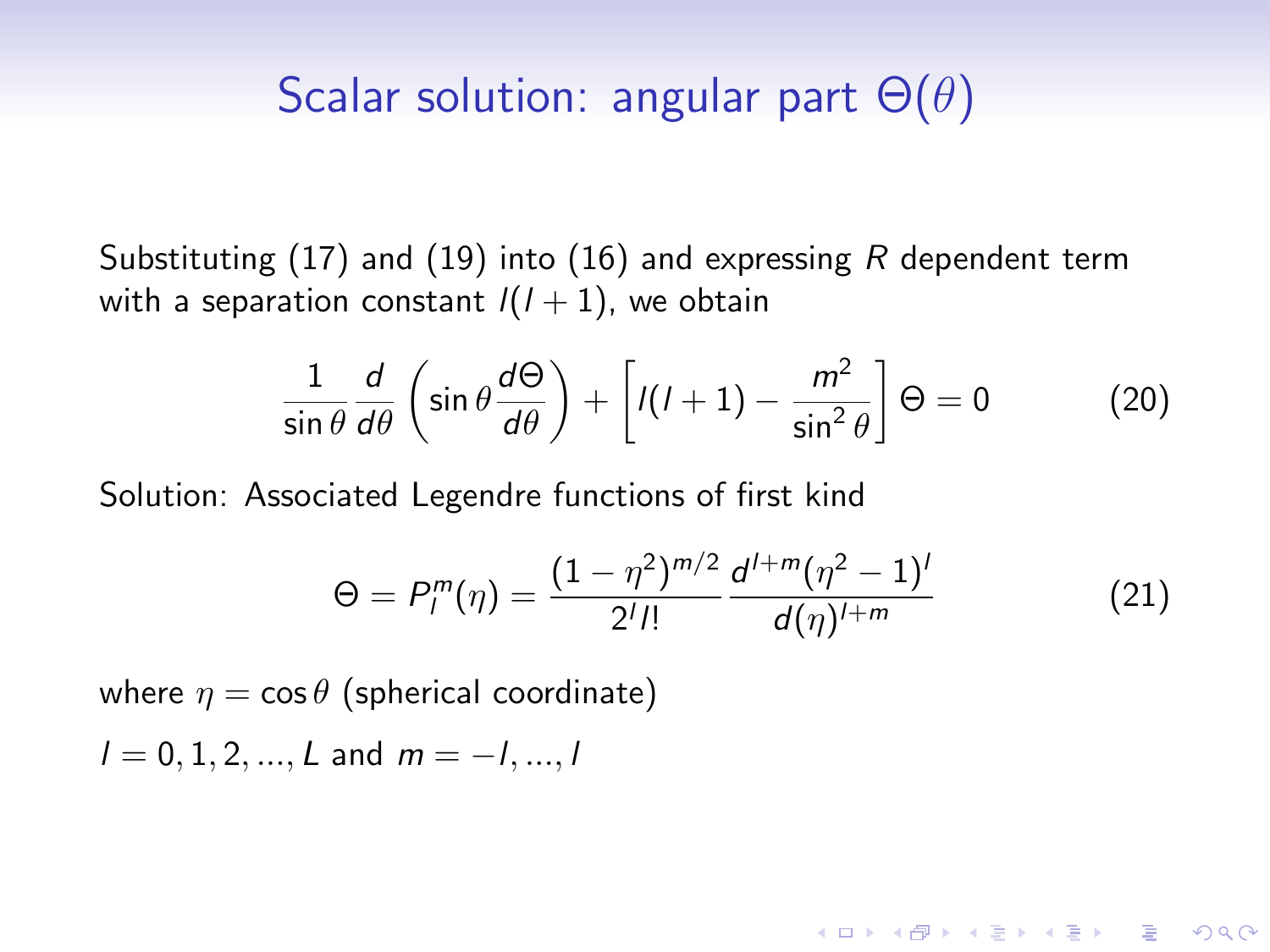# Scalar solution: angular part $\Theta(\theta)$

Substituting (17) and (19) into (16) and expressing $R$ dependent term with a separation constant $l(l+1)$, we obtain

$$\frac{1}{\sin\theta}\frac{d}{d\theta}\left(\sin\theta\frac{d\Theta}{d\theta}\right)+\left[l(l+1)-\frac{m^2}{\sin^2\theta}\right]\Theta=0 \tag{20}$$

Solution: Associated Legendre functions of first kind

$$\Theta=P_l^m(\eta)=\frac{(1-\eta^2)^{m/2}}{2^l l!}\frac{d^{l+m}(\eta^2-1)^l}{d(\eta)^{l+m}} \tag{21}$$

where $\eta=\cos\theta$ (spherical coordinate)

$l=0,1,2,...,L$ and $m=-l,...,l$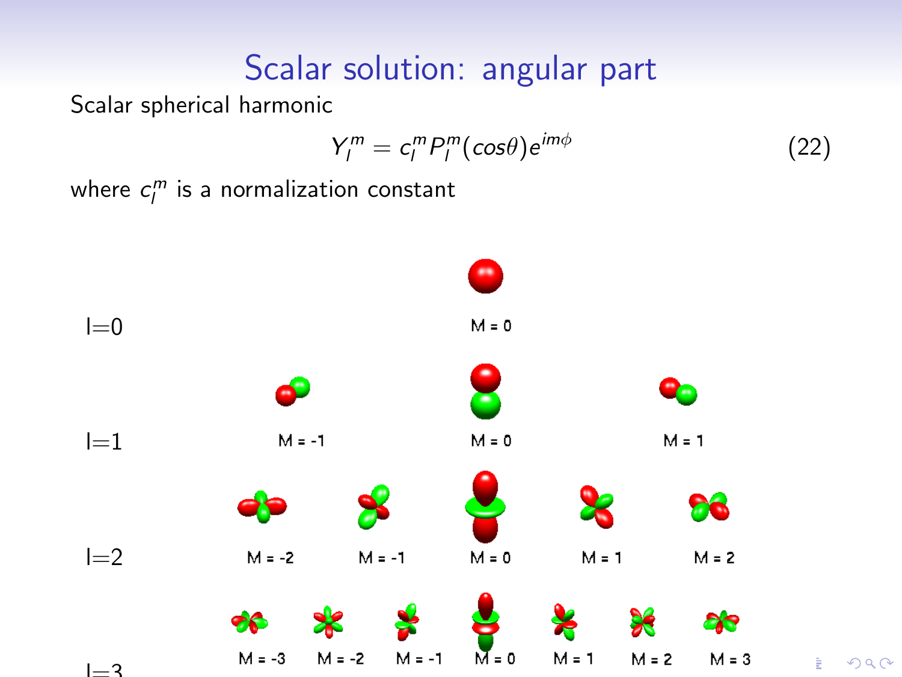# Scalar solution: angular part

Scalar spherical harmonic

$$Y_l^m = c_l^m P_l^m(cos\theta)e^{im\phi} \tag{22}$$

where $c_l^m$ is a normalization constant

l=0

M = 0

l=1

M = -1 M = 0 M = 1

l=2

M = -2 M = -1 M = 0 M = 1 M = 2

l=3

M = -3 M = -2 M = -1 M = 0 M = 1 M = 2 M = 3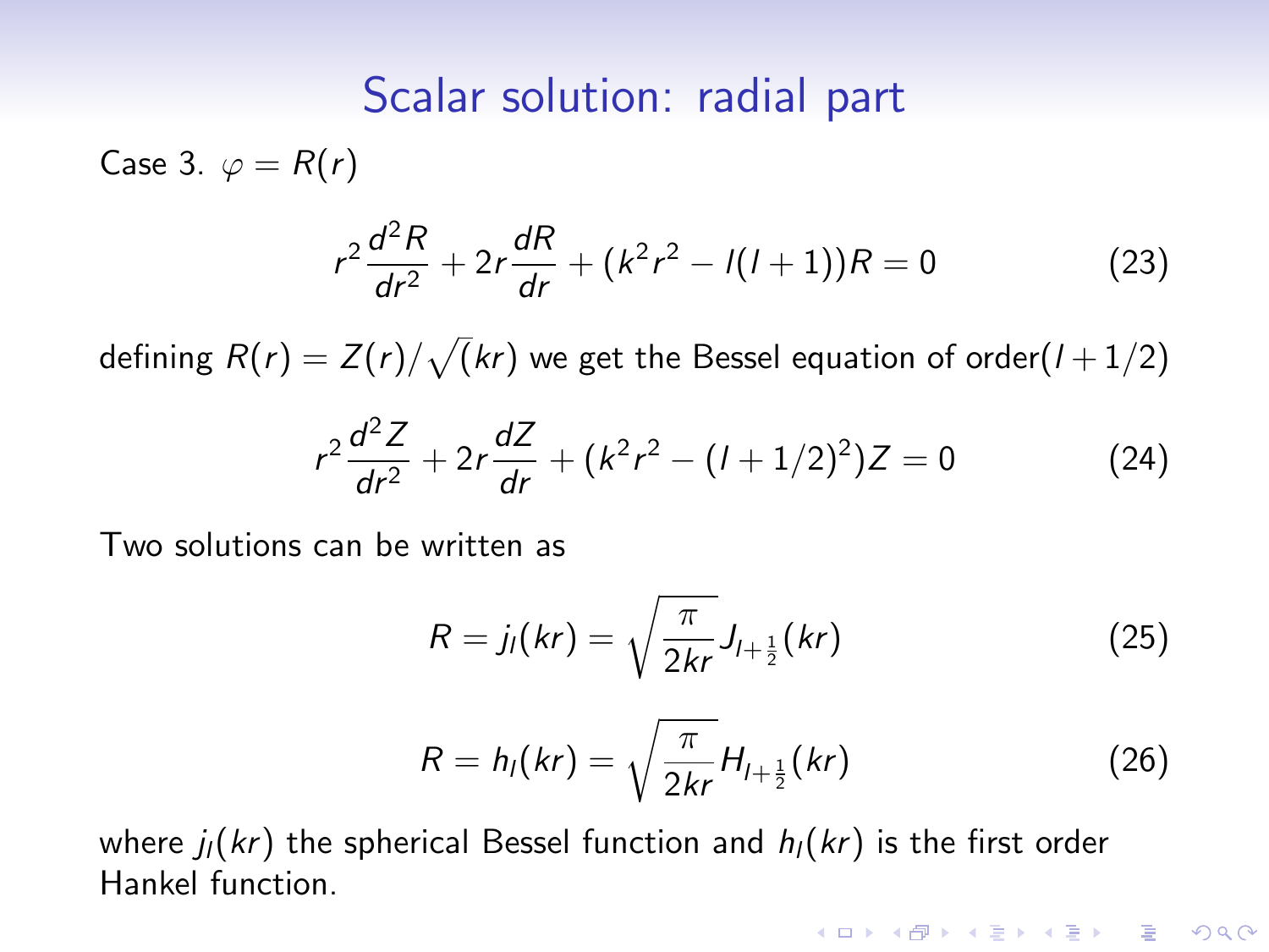# Scalar solution: radial part

Case 3. $\varphi = R(r)$

$$r^2 \frac{d^2 R}{dr^2} + 2r \frac{dR}{dr} + (k^2 r^2 - l(l+1))R = 0 \tag{23}$$

defining $R(r) = Z(r)/\sqrt(kr)$ we get the Bessel equation of order$(l + 1/2)$

$$r^2 \frac{d^2 Z}{dr^2} + 2r \frac{dZ}{dr} + (k^2 r^2 - (l + 1/2)^2)Z = 0 \tag{24}$$

Two solutions can be written as

$$R = j_l(kr) = \sqrt{\frac{\pi}{2kr}} J_{l+\frac{1}{2}}(kr) \tag{25}$$

$$R = h_l(kr) = \sqrt{\frac{\pi}{2kr}} H_{l+\frac{1}{2}}(kr) \tag{26}$$

where $j_l(kr)$ the spherical Bessel function and $h_l(kr)$ is the first order Hankel function.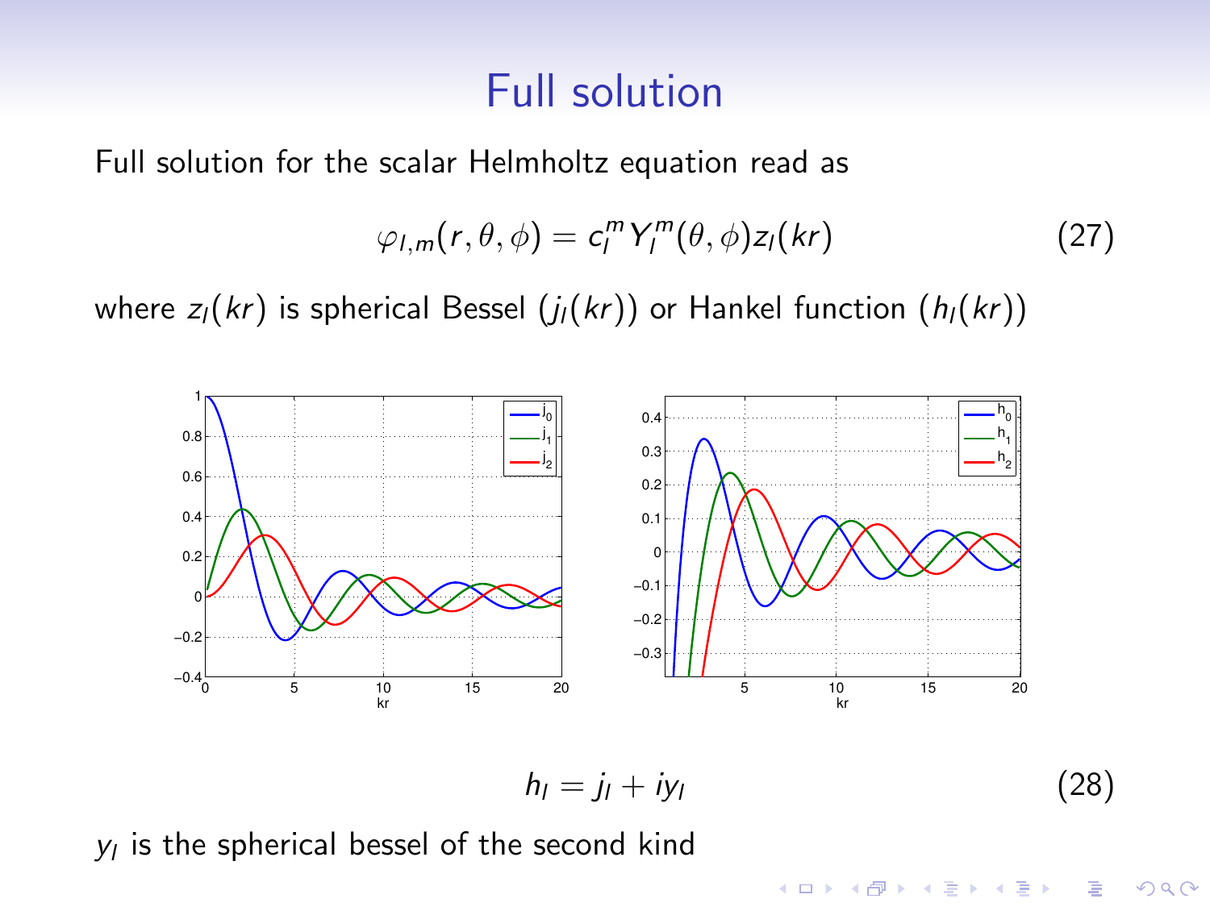# Full solution

Full solution for the scalar Helmholtz equation read as

$$\varphi_{l,m}(r,\theta,\phi) = c_l^m Y_l^m(\theta,\phi) z_l(kr) \tag{27}$$

where $z_l(kr)$ is spherical Bessel ($j_l(kr)$) or Hankel function ($h_l(kr)$)

$$h_l = j_l + iy_l \tag{28}$$

$y_l$ is the spherical bessel of the second kind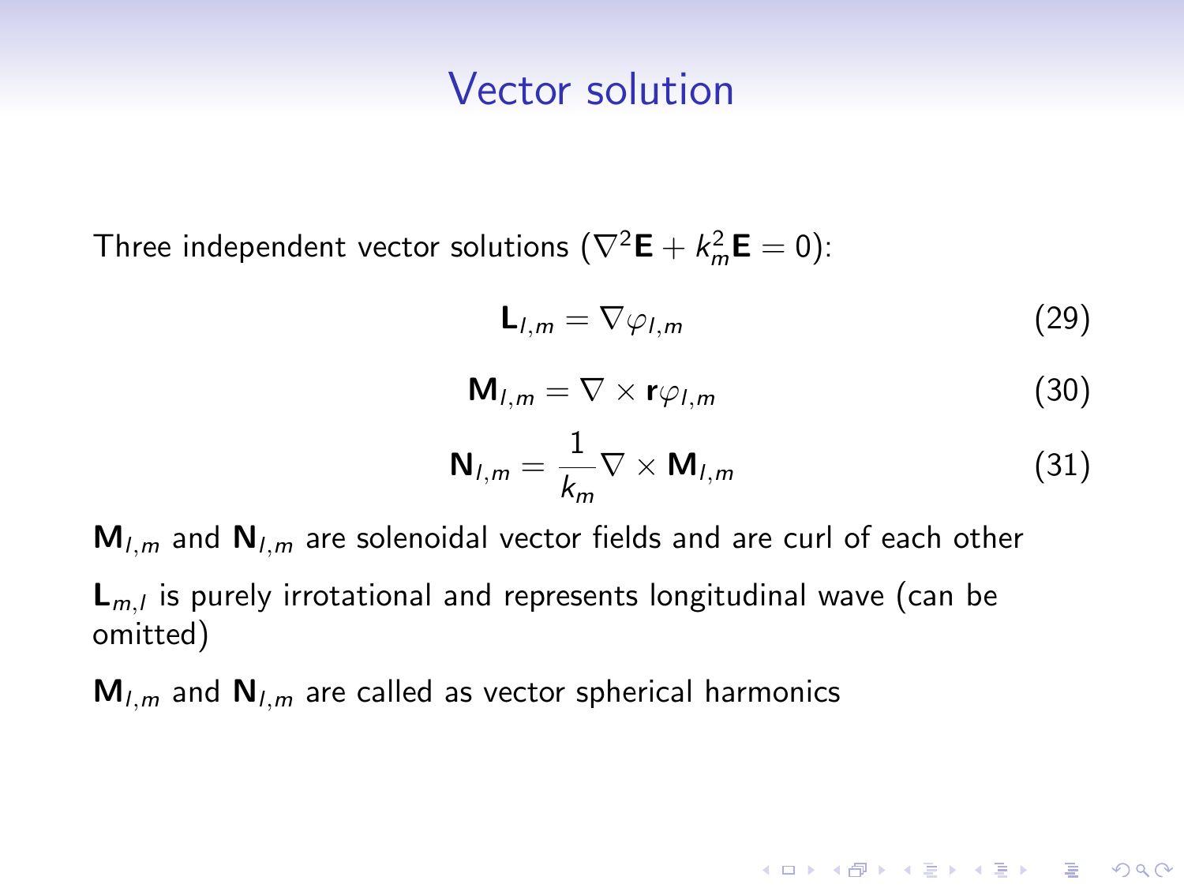# Vector solution

Three independent vector solutions ($\nabla^2 \mathbf{E} + k_m^2 \mathbf{E} = 0$):

$$\mathbf{L}_{l,m} = \nabla \varphi_{l,m} \tag{29}$$

$$\mathbf{M}_{l,m} = \nabla \times \mathbf{r} \varphi_{l,m} \tag{30}$$

$$\mathbf{N}_{l,m} = \frac{1}{k_m} \nabla \times \mathbf{M}_{l,m} \tag{31}$$

$\mathbf{M}_{l,m}$ and $\mathbf{N}_{l,m}$ are solenoidal vector fields and are curl of each other

$\mathbf{L}_{m,l}$ is purely irrotational and represents longitudinal wave (can be omitted)

$\mathbf{M}_{l,m}$ and $\mathbf{N}_{l,m}$ are called as vector spherical harmonics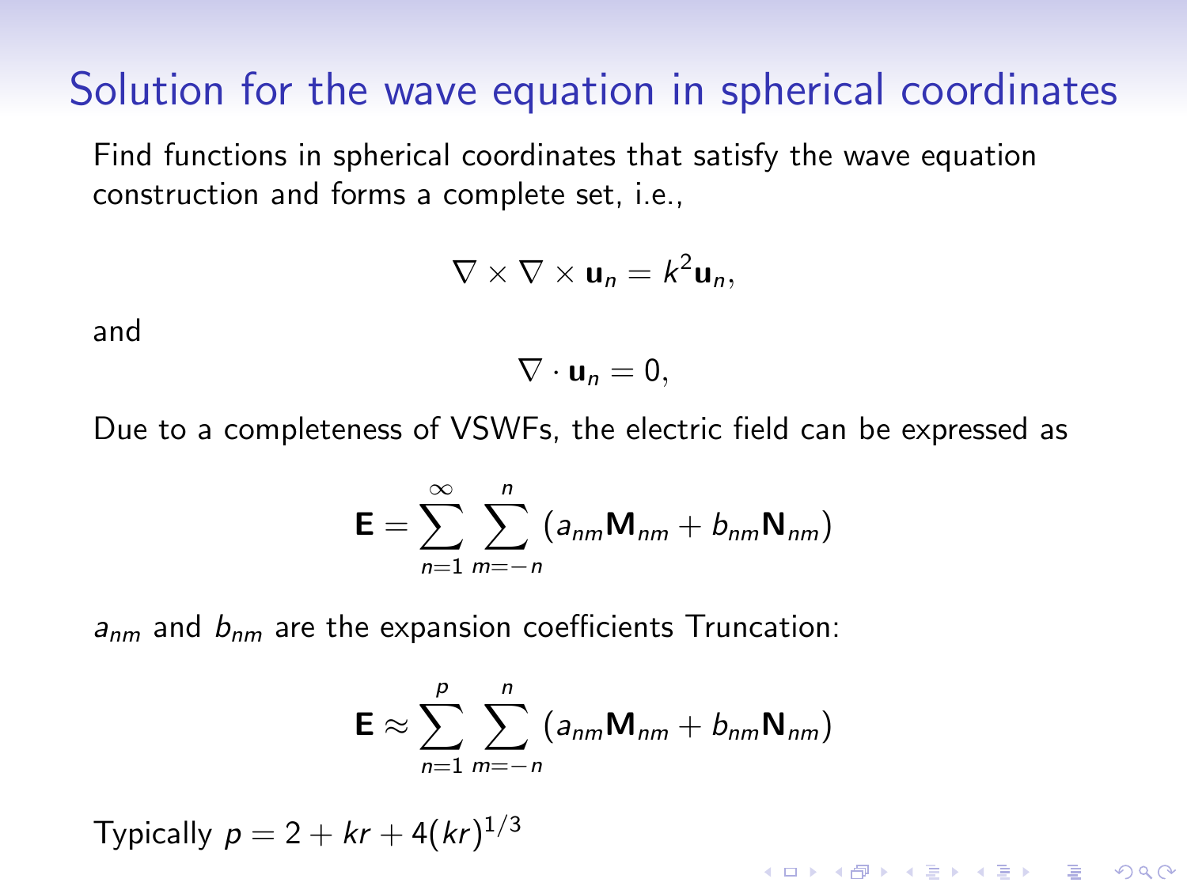# Solution for the wave equation in spherical coordinates

Find functions in spherical coordinates that satisfy the wave equation construction and forms a complete set, i.e.,

$$\nabla \times \nabla \times \mathbf{u}_n = k^2 \mathbf{u}_n,$$

and

$$\nabla \cdot \mathbf{u}_n = 0,$$

Due to a completeness of VSWFs, the electric field can be expressed as

$$\mathbf{E} = \sum_{n=1}^{\infty} \sum_{m=-n}^{n} \left( a_{nm} \mathbf{M}_{nm} + b_{nm} \mathbf{N}_{nm} \right)$$

$a_{nm}$ and $b_{nm}$ are the expansion coefficients Truncation:

$$\mathbf{E} \approx \sum_{n=1}^{p} \sum_{m=-n}^{n} \left( a_{nm} \mathbf{M}_{nm} + b_{nm} \mathbf{N}_{nm} \right)$$

Typically $p = 2 + kr + 4(kr)^{1/3}$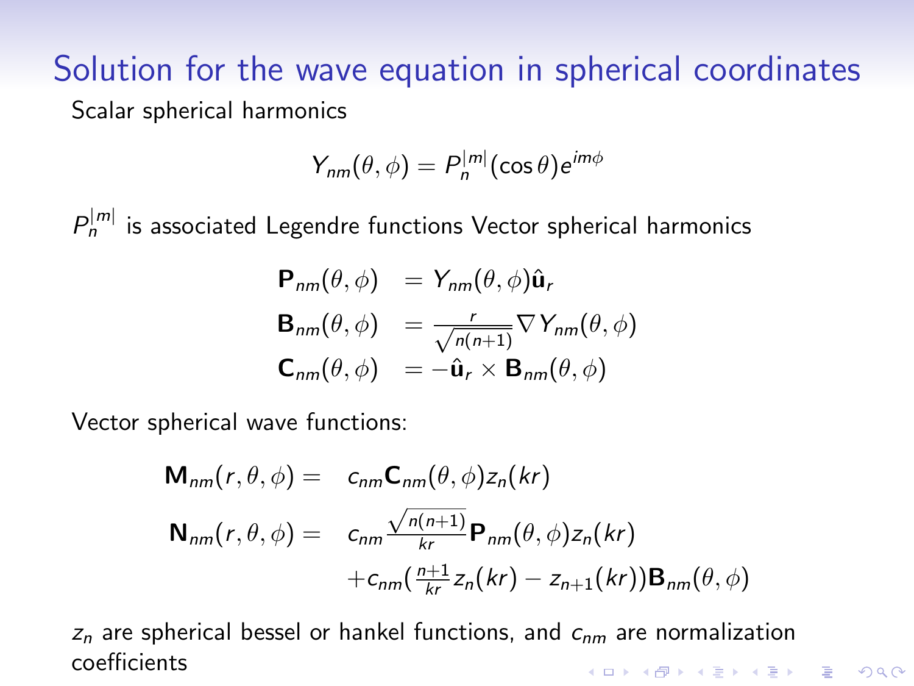# Solution for the wave equation in spherical coordinates

Scalar spherical harmonics

$$Y_{nm}(\theta,\phi) = P_n^{|m|}(\cos\theta)e^{im\phi}$$

$P_n^{|m|}$ is associated Legendre functions Vector spherical harmonics

$$\begin{aligned}
\mathbf{P}_{nm}(\theta,\phi) &= Y_{nm}(\theta,\phi)\hat{\mathbf{u}}_r \\
\mathbf{B}_{nm}(\theta,\phi) &= \frac{r}{\sqrt{n(n+1)}}\nabla Y_{nm}(\theta,\phi) \\
\mathbf{C}_{nm}(\theta,\phi) &= -\hat{\mathbf{u}}_r \times \mathbf{B}_{nm}(\theta,\phi)
\end{aligned}$$

Vector spherical wave functions:

$$\begin{aligned}
\mathbf{M}_{nm}(r,\theta,\phi) = &\quad c_{nm}\mathbf{C}_{nm}(\theta,\phi)z_n(kr) \\
\mathbf{N}_{nm}(r,\theta,\phi) = &\quad c_{nm}\frac{\sqrt{n(n+1)}}{kr}\mathbf{P}_{nm}(\theta,\phi)z_n(kr) \\
&+c_{nm}\left(\frac{n+1}{kr}z_n(kr) - z_{n+1}(kr)\right)\mathbf{B}_{nm}(\theta,\phi)
\end{aligned}$$

$z_n$ are spherical bessel or hankel functions, and $c_{nm}$ are normalization coefficients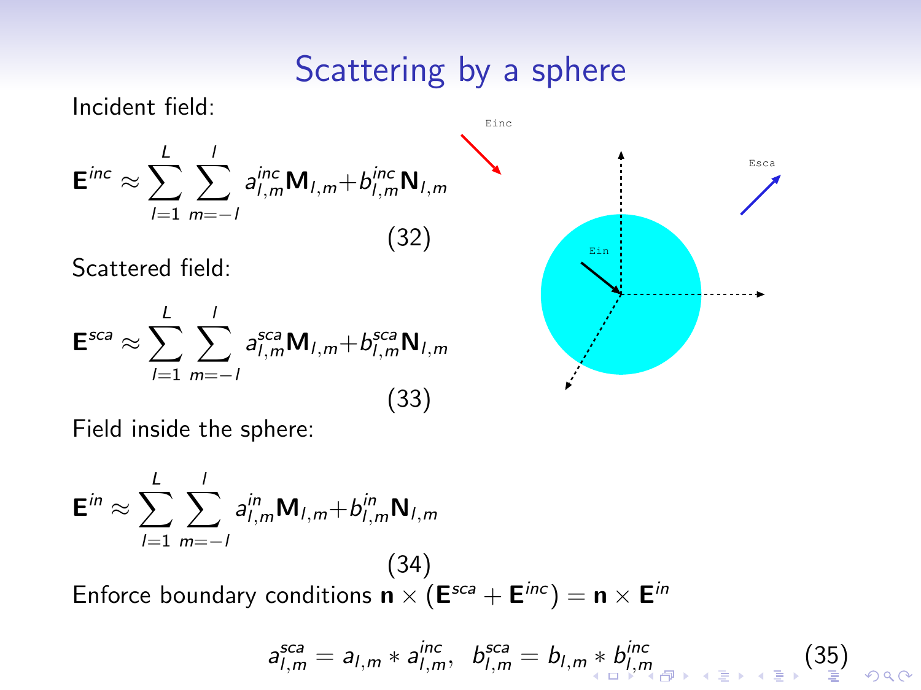# Scattering by a sphere

Incident field:

$$\mathbf{E}^{inc} \approx \sum_{l=1}^{L} \sum_{m=-l}^{l} a_{l,m}^{inc} \mathbf{M}_{l,m} + b_{l,m}^{inc} \mathbf{N}_{l,m} \tag{32}$$

Scattered field:

$$\mathbf{E}^{sca} \approx \sum_{l=1}^{L} \sum_{m=-l}^{l} a_{l,m}^{sca} \mathbf{M}_{l,m} + b_{l,m}^{sca} \mathbf{N}_{l,m} \tag{33}$$

Field inside the sphere:

$$\mathbf{E}^{in} \approx \sum_{l=1}^{L} \sum_{m=-l}^{l} a_{l,m}^{in} \mathbf{M}_{l,m} + b_{l,m}^{in} \mathbf{N}_{l,m} \tag{34}$$

Enforce boundary conditions $\mathbf{n} \times (\mathbf{E}^{sca} + \mathbf{E}^{inc}) = \mathbf{n} \times \mathbf{E}^{in}$

$$a_{l,m}^{sca} = a_{l,m} * a_{l,m}^{inc}, \quad b_{l,m}^{sca} = b_{l,m} * b_{l,m}^{inc} \tag{35}$$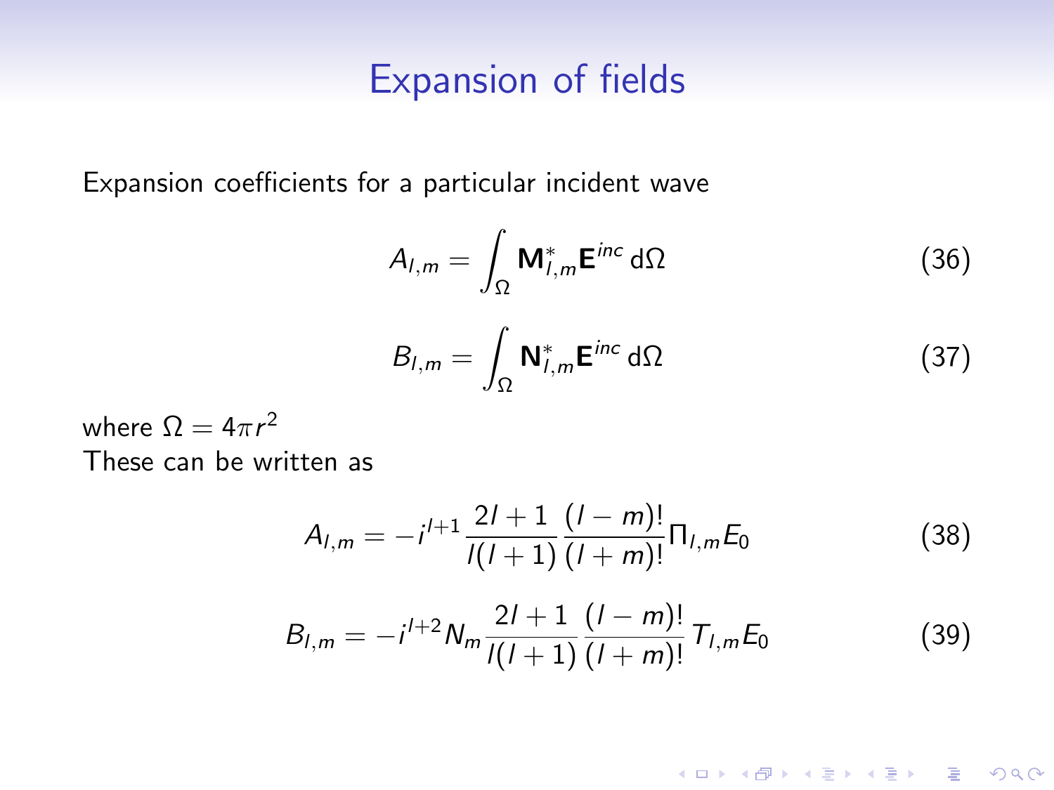## Expansion of fields

Expansion coefficients for a particular incident wave

$$A_{l,m} = \int_{\Omega} \mathbf{M}^*_{l,m} \mathbf{E}^{inc} \, \mathrm{d}\Omega \tag{36}$$

$$B_{l,m} = \int_{\Omega} \mathbf{N}^*_{l,m} \mathbf{E}^{inc} \, \mathrm{d}\Omega \tag{37}$$

where $\Omega = 4\pi r^2$

These can be written as

$$A_{l,m} = -i^{l+1} \frac{2l+1}{l(l+1)} \frac{(l-m)!}{(l+m)!} \Pi_{l,m} E_0 \tag{38}$$

$$B_{l,m} = -i^{l+2} N_m \frac{2l+1}{l(l+1)} \frac{(l-m)!}{(l+m)!} T_{l,m} E_0 \tag{39}$$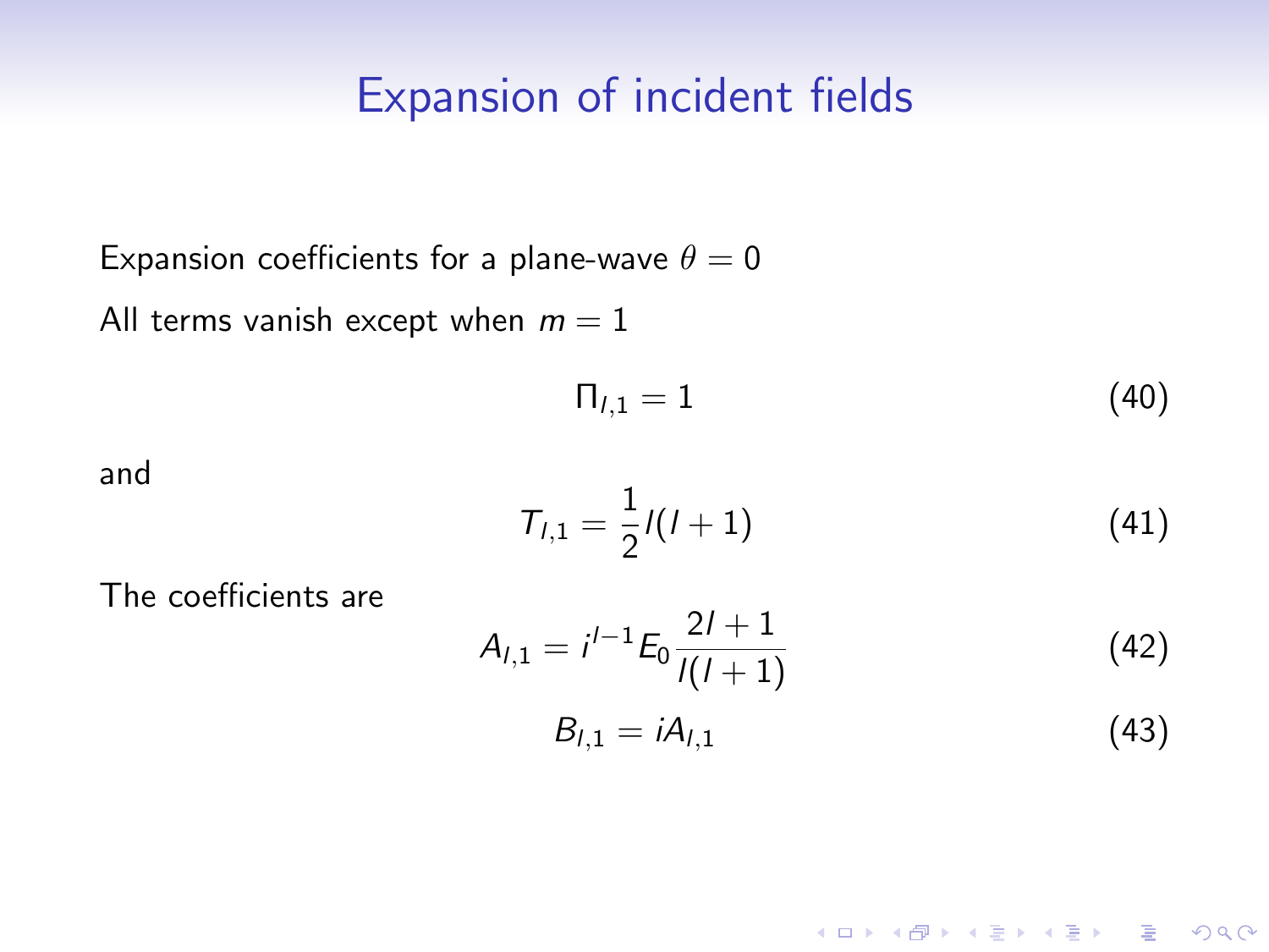# Expansion of incident fields

Expansion coefficients for a plane-wave $\theta = 0$

All terms vanish except when $m = 1$

$$\Pi_{l,1} = 1 \tag{40}$$

and

$$T_{l,1} = \frac{1}{2} l(l+1) \tag{41}$$

The coefficients are

$$A_{l,1} = i^{l-1} E_0 \frac{2l+1}{l(l+1)} \tag{42}$$

$$B_{l,1} = i A_{l,1} \tag{43}$$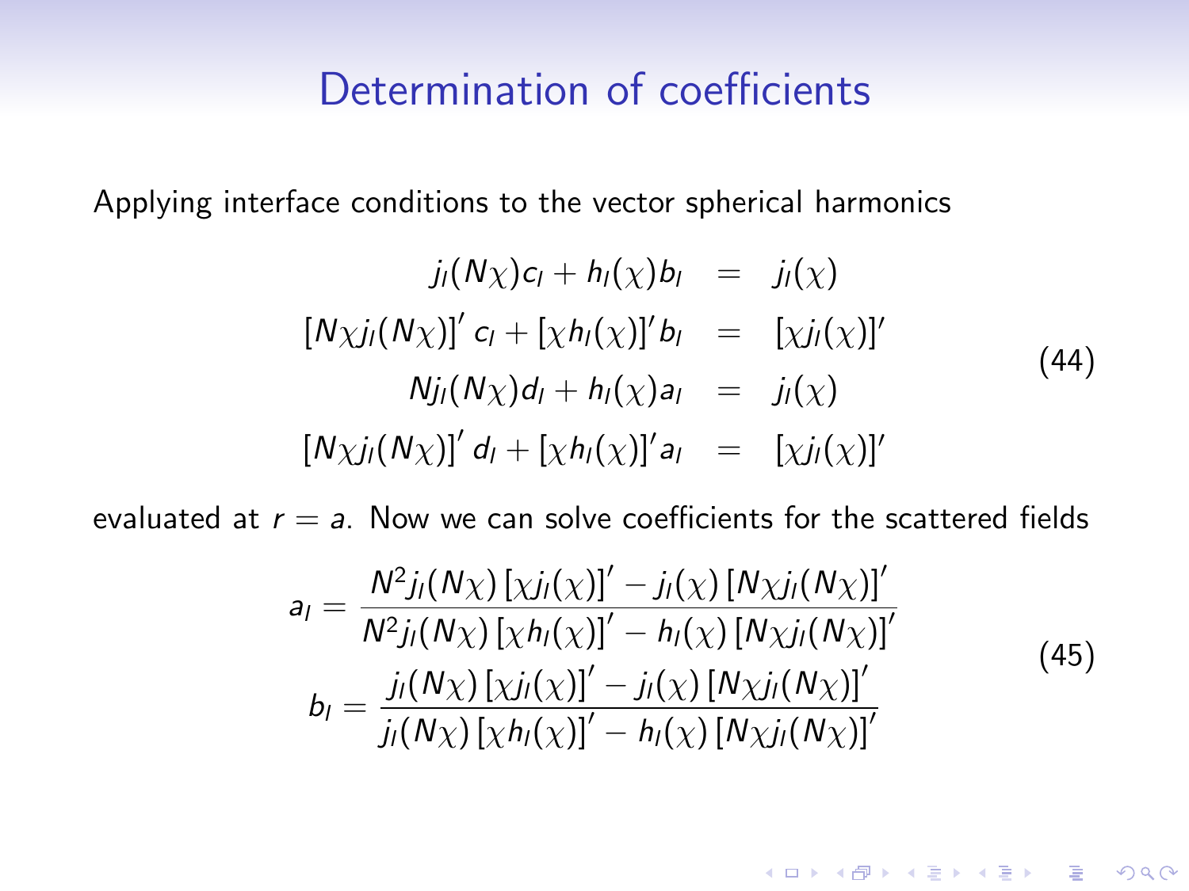# Determination of coefficients

Applying interface conditions to the vector spherical harmonics

$$
\begin{aligned}
j_l(N\chi)c_l + h_l(\chi)b_l &= j_l(\chi) \\
\left[N\chi j_l(N\chi)\right]' c_l + [\chi h_l(\chi)]' b_l &= [\chi j_l(\chi)]' \\
N j_l(N\chi)d_l + h_l(\chi)a_l &= j_l(\chi) \\
\left[N\chi j_l(N\chi)\right]' d_l + [\chi h_l(\chi)]' a_l &= [\chi j_l(\chi)]'
\end{aligned}
\tag{44}
$$

evaluated at $r = a$. Now we can solve coefficients for the scattered fields

$$
\begin{aligned}
a_l &= \frac{N^2 j_l(N\chi)\left[\chi j_l(\chi)\right]' - j_l(\chi)\left[N\chi j_l(N\chi)\right]'}{N^2 j_l(N\chi)\left[\chi h_l(\chi)\right]' - h_l(\chi)\left[N\chi j_l(N\chi)\right]'} \\
b_l &= \frac{j_l(N\chi)\left[\chi j_l(\chi)\right]' - j_l(\chi)\left[N\chi j_l(N\chi)\right]'}{j_l(N\chi)\left[\chi h_l(\chi)\right]' - h_l(\chi)\left[N\chi j_l(N\chi)\right]'}
\end{aligned}
\tag{45}
$$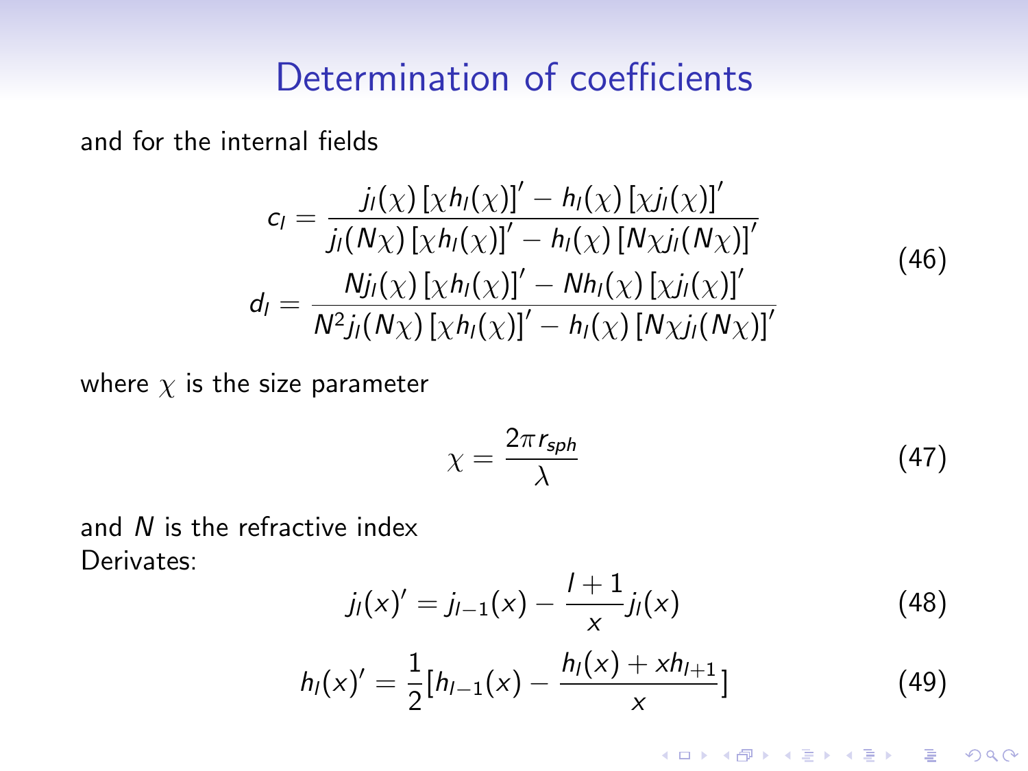## Determination of coefficients

and for the internal fields

$$
\begin{aligned}
c_l &= \frac{j_l(\chi)\left[\chi h_l(\chi)\right]' - h_l(\chi)\left[\chi j_l(\chi)\right]'}{j_l(N\chi)\left[\chi h_l(\chi)\right]' - h_l(\chi)\left[N\chi j_l(N\chi)\right]'} \\
d_l &= \frac{N j_l(\chi)\left[\chi h_l(\chi)\right]' - N h_l(\chi)\left[\chi j_l(\chi)\right]'}{N^2 j_l(N\chi)\left[\chi h_l(\chi)\right]' - h_l(\chi)\left[N\chi j_l(N\chi)\right]'}
\end{aligned}
\tag{46}
$$

where $\chi$ is the size parameter

$$
\chi = \frac{2\pi r_{sph}}{\lambda} \tag{47}
$$

and $N$ is the refractive index
Derivates:

$$
j_l(x)' = j_{l-1}(x) - \frac{l+1}{x} j_l(x) \tag{48}
$$

$$
h_l(x)' = \frac{1}{2}[h_{l-1}(x) - \frac{h_l(x) + x h_{l+1}}{x}] \tag{49}
$$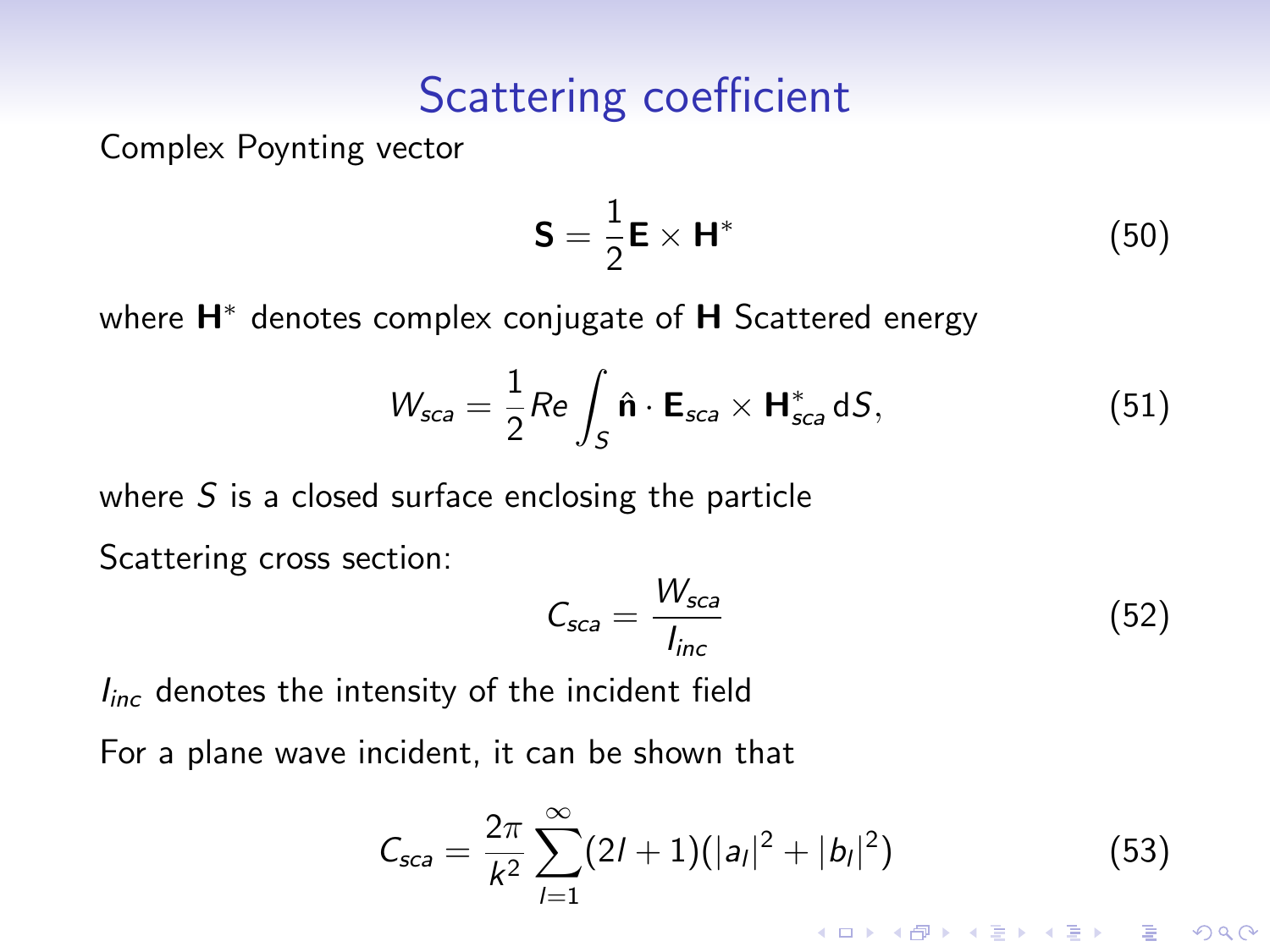# Scattering coefficient

Complex Poynting vector

$$\mathbf{S} = \frac{1}{2}\mathbf{E} \times \mathbf{H}^* \tag{50}$$

where $\mathbf{H}^*$ denotes complex conjugate of $\mathbf{H}$ Scattered energy

$$W_{sca} = \frac{1}{2} Re \int_S \hat{\mathbf{n}} \cdot \mathbf{E}_{sca} \times \mathbf{H}^*_{sca} \, \mathrm{d}S, \tag{51}$$

where $S$ is a closed surface enclosing the particle

Scattering cross section:

$$C_{sca} = \frac{W_{sca}}{I_{inc}} \tag{52}$$

$I_{inc}$ denotes the intensity of the incident field

For a plane wave incident, it can be shown that

$$C_{sca} = \frac{2\pi}{k^2} \sum_{l=1}^{\infty} (2l+1)(|a_l|^2 + |b_l|^2) \tag{53}$$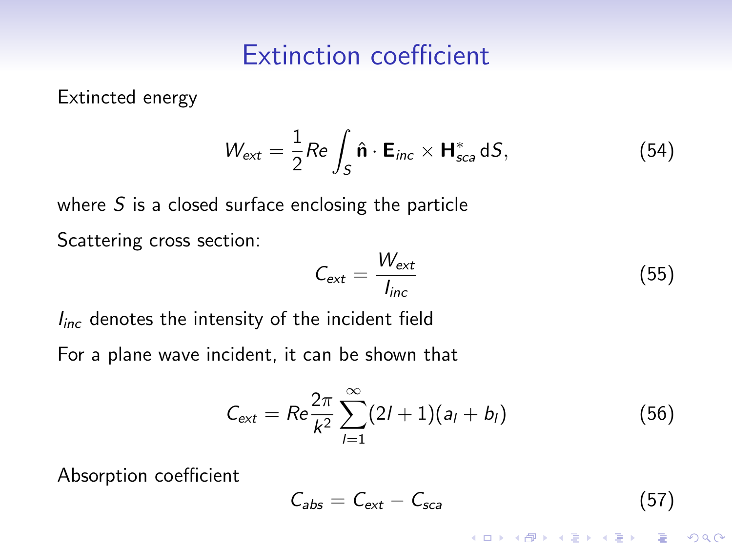# Extinction coefficient

Extincted energy

$$W_{ext} = \frac{1}{2} Re \int_S \hat{\mathbf{n}} \cdot \mathbf{E}_{inc} \times \mathbf{H}^*_{sca} \, \mathrm{d}S, \tag{54}$$

where $S$ is a closed surface enclosing the particle

Scattering cross section:

$$C_{ext} = \frac{W_{ext}}{I_{inc}} \tag{55}$$

$I_{inc}$ denotes the intensity of the incident field

For a plane wave incident, it can be shown that

$$C_{ext} = Re \frac{2\pi}{k^2} \sum_{l=1}^{\infty} (2l+1)(a_l + b_l) \tag{56}$$

Absorption coefficient

$$C_{abs} = C_{ext} - C_{sca} \tag{57}$$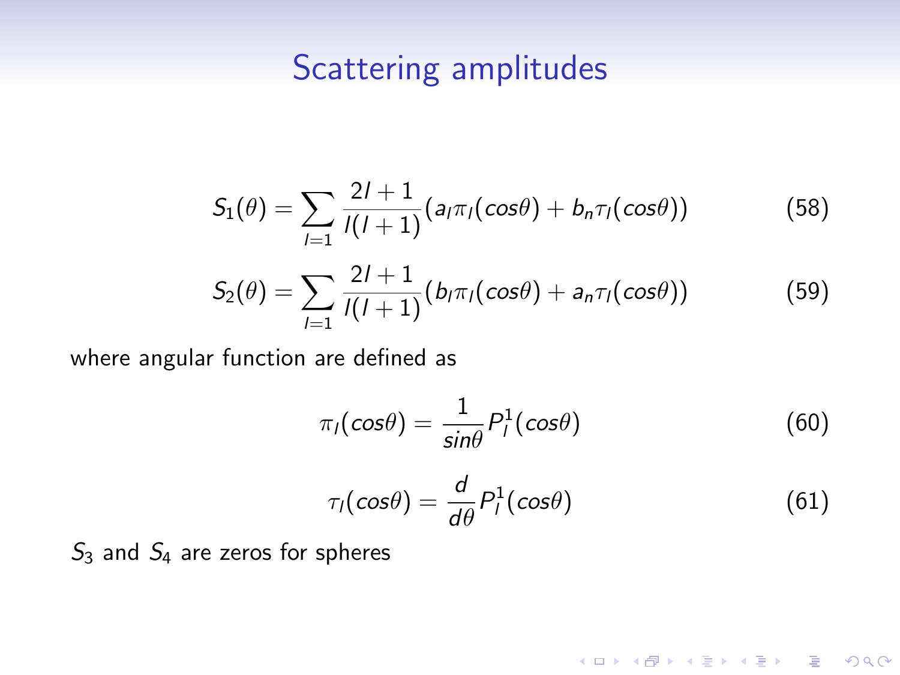## Scattering amplitudes

$$S_1(\theta) = \sum_{l=1} \frac{2l+1}{l(l+1)}(a_l \pi_l(cos\theta) + b_n \tau_l(cos\theta)) \tag{58}$$

$$S_2(\theta) = \sum_{l=1} \frac{2l+1}{l(l+1)}(b_l \pi_l(cos\theta) + a_n \tau_l(cos\theta)) \tag{59}$$

where angular function are defined as

$$\pi_l(cos\theta) = \frac{1}{sin\theta} P_l^1(cos\theta) \tag{60}$$

$$\tau_l(cos\theta) = \frac{d}{d\theta} P_l^1(cos\theta) \tag{61}$$

$S_3$ and $S_4$ are zeros for spheres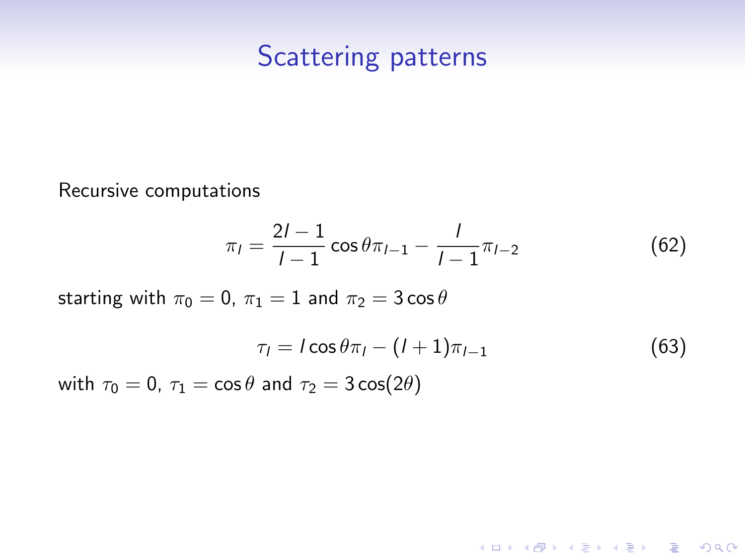# Scattering patterns

Recursive computations

$$\pi_l = \frac{2l-1}{l-1}\cos\theta\pi_{l-1} - \frac{l}{l-1}\pi_{l-2} \tag{62}$$

starting with $\pi_0 = 0$, $\pi_1 = 1$ and $\pi_2 = 3\cos\theta$

$$\tau_l = l\cos\theta\pi_l - (l+1)\pi_{l-1} \tag{63}$$

with $\tau_0 = 0$, $\tau_1 = \cos\theta$ and $\tau_2 = 3\cos(2\theta)$